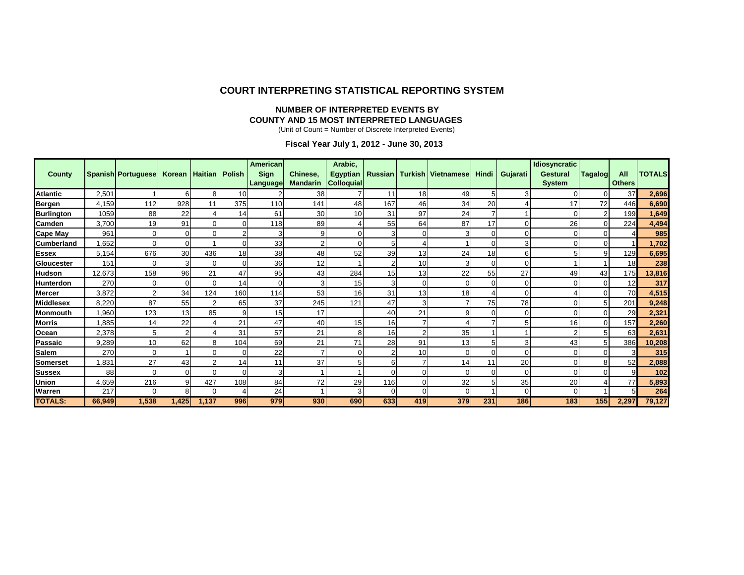## COURT INTERPRETING STATISTICAL REPORTING SYSTEM

### NUMBER OF INTERPRETED EVENTS BY COUNTY AND 15 MOST INTERPRETED LANGUAGES

(Unit of Count = Number of Discrete Interpreted Events)

**Fiscal Year July 1, 2012 - June 30, 2013**

| County | Spanish | Portuguese | Korean | Haitian | Polish | American Sign Language | Chinese, Mandarin | Arabic, Egyptian Colloquial | Russian | Turkish | Vietnamese | Hindi | Gujarati | Idiosyncratic Gestural System | Tagalog | All Others | TOTALS |
|---|---|---|---|---|---|---|---|---|---|---|---|---|---|---|---|---|---|
| **Atlantic** | 2,501 | 1 | 6 | 8 | 10 | 2 | 38 | 7 | 11 | 18 | 49 | 5 | 3 | 0 | 0 | 37 | **2,696** |
| **Bergen** | 4,159 | 112 | 928 | 11 | 375 | 110 | 141 | 48 | 167 | 46 | 34 | 20 | 4 | 17 | 72 | 446 | **6,690** |
| **Burlington** | 1059 | 88 | 22 | 4 | 14 | 61 | 30 | 10 | 31 | 97 | 24 | 7 | 1 | 0 | 2 | 199 | **1,649** |
| **Camden** | 3,700 | 19 | 91 | 0 | 0 | 118 | 89 | 4 | 55 | 64 | 87 | 17 | 0 | 26 | 0 | 224 | **4,494** |
| **Cape May** | 961 | 0 | 0 | 0 | 2 | 3 | 9 | 0 | 3 | 0 | 3 | 0 | 0 | 0 | 0 | 4 | **985** |
| **Cumberland** | 1,652 | 0 | 0 | 1 | 0 | 33 | 2 | 0 | 5 | 4 | 1 | 0 | 3 | 0 | 0 | 1 | **1,702** |
| **Essex** | 5,154 | 676 | 30 | 436 | 18 | 38 | 48 | 52 | 39 | 13 | 24 | 18 | 6 | 5 | 9 | 129 | **6,695** |
| **Gloucester** | 151 | 0 | 3 | 0 | 0 | 36 | 12 | 1 | 2 | 10 | 3 | 0 | 0 | 1 | 1 | 18 | **238** |
| **Hudson** | 12,673 | 158 | 96 | 21 | 47 | 95 | 43 | 284 | 15 | 13 | 22 | 55 | 27 | 49 | 43 | 175 | **13,816** |
| **Hunterdon** | 270 | 0 | 0 | 0 | 14 | 0 | 3 | 15 | 3 | 0 | 0 | 0 | 0 | 0 | 0 | 12 | **317** |
| **Mercer** | 3,872 | 2 | 34 | 124 | 160 | 114 | 53 | 16 | 31 | 13 | 18 | 4 | 0 | 4 | 0 | 70 | **4,515** |
| **Middlesex** | 8,220 | 87 | 55 | 2 | 65 | 37 | 245 | 121 | 47 | 3 | 7 | 75 | 78 | 0 | 5 | 201 | **9,248** |
| **Monmouth** | 1,960 | 123 | 13 | 85 | 9 | 15 | 17 | | 40 | 21 | 9 | 0 | 0 | 0 | 0 | 29 | **2,321** |
| **Morris** | 1,885 | 14 | 22 | 4 | 21 | 47 | 40 | 15 | 16 | 7 | 4 | 7 | 5 | 16 | 0 | 157 | **2,260** |
| **Ocean** | 2,378 | 5 | 2 | 4 | 31 | 57 | 21 | 8 | 16 | 2 | 35 | 1 | 1 | 2 | 5 | 63 | **2,631** |
| **Passaic** | 9,289 | 10 | 62 | 8 | 104 | 69 | 21 | 71 | 28 | 91 | 13 | 5 | 3 | 43 | 5 | 386 | **10,208** |
| **Salem** | 270 | 0 | 1 | 0 | 0 | 22 | 7 | 0 | 2 | 10 | 0 | 0 | 0 | 0 | 0 | 3 | **315** |
| **Somerset** | 1,831 | 27 | 43 | 2 | 14 | 11 | 37 | 5 | 6 | 7 | 14 | 11 | 20 | 0 | 8 | 52 | **2,088** |
| **Sussex** | 88 | 0 | 0 | 0 | 0 | 3 | 1 | 1 | 0 | 0 | 0 | 0 | 0 | 0 | 0 | 9 | **102** |
| **Union** | 4,659 | 216 | 9 | 427 | 108 | 84 | 72 | 29 | 116 | 0 | 32 | 5 | 35 | 20 | 4 | 77 | **5,893** |
| **Warren** | 217 | 0 | 8 | 0 | 4 | 24 | 1 | 3 | 0 | 0 | 0 | 1 | 0 | 0 | 1 | 5 | **264** |
| **TOTALS:** | **66,949** | **1,538** | **1,425** | **1,137** | **996** | **979** | **930** | **690** | **633** | **419** | **379** | **231** | **186** | **183** | **155** | **2,297** | **79,127** |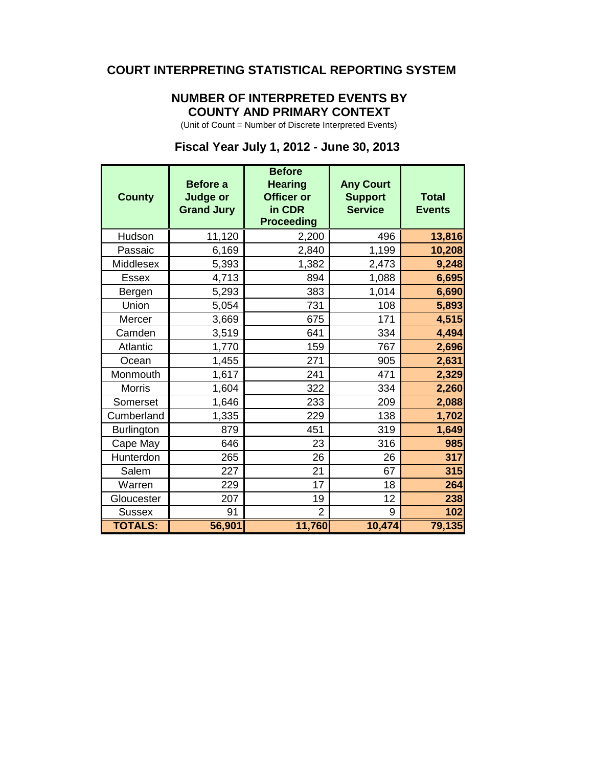# COURT INTERPRETING STATISTICAL REPORTING SYSTEM

## NUMBER OF INTERPRETED EVENTS BY COUNTY AND PRIMARY CONTEXT

(Unit of Count = Number of Discrete Interpreted Events)

### Fiscal Year July 1, 2012 - June 30, 2013

| County | Before a Judge or Grand Jury | Before Hearing Officer or in CDR Proceeding | Any Court Support Service | Total Events |
|---|---|---|---|---|
| Hudson | 11,120 | 2,200 | 496 | **13,816** |
| Passaic | 6,169 | 2,840 | 1,199 | **10,208** |
| Middlesex | 5,393 | 1,382 | 2,473 | **9,248** |
| Essex | 4,713 | 894 | 1,088 | **6,695** |
| Bergen | 5,293 | 383 | 1,014 | **6,690** |
| Union | 5,054 | 731 | 108 | **5,893** |
| Mercer | 3,669 | 675 | 171 | **4,515** |
| Camden | 3,519 | 641 | 334 | **4,494** |
| Atlantic | 1,770 | 159 | 767 | **2,696** |
| Ocean | 1,455 | 271 | 905 | **2,631** |
| Monmouth | 1,617 | 241 | 471 | **2,329** |
| Morris | 1,604 | 322 | 334 | **2,260** |
| Somerset | 1,646 | 233 | 209 | **2,088** |
| Cumberland | 1,335 | 229 | 138 | **1,702** |
| Burlington | 879 | 451 | 319 | **1,649** |
| Cape May | 646 | 23 | 316 | **985** |
| Hunterdon | 265 | 26 | 26 | **317** |
| Salem | 227 | 21 | 67 | **315** |
| Warren | 229 | 17 | 18 | **264** |
| Gloucester | 207 | 19 | 12 | **238** |
| Sussex | 91 | 2 | 9 | **102** |
| **TOTALS:** | **56,901** | **11,760** | **10,474** | **79,135** |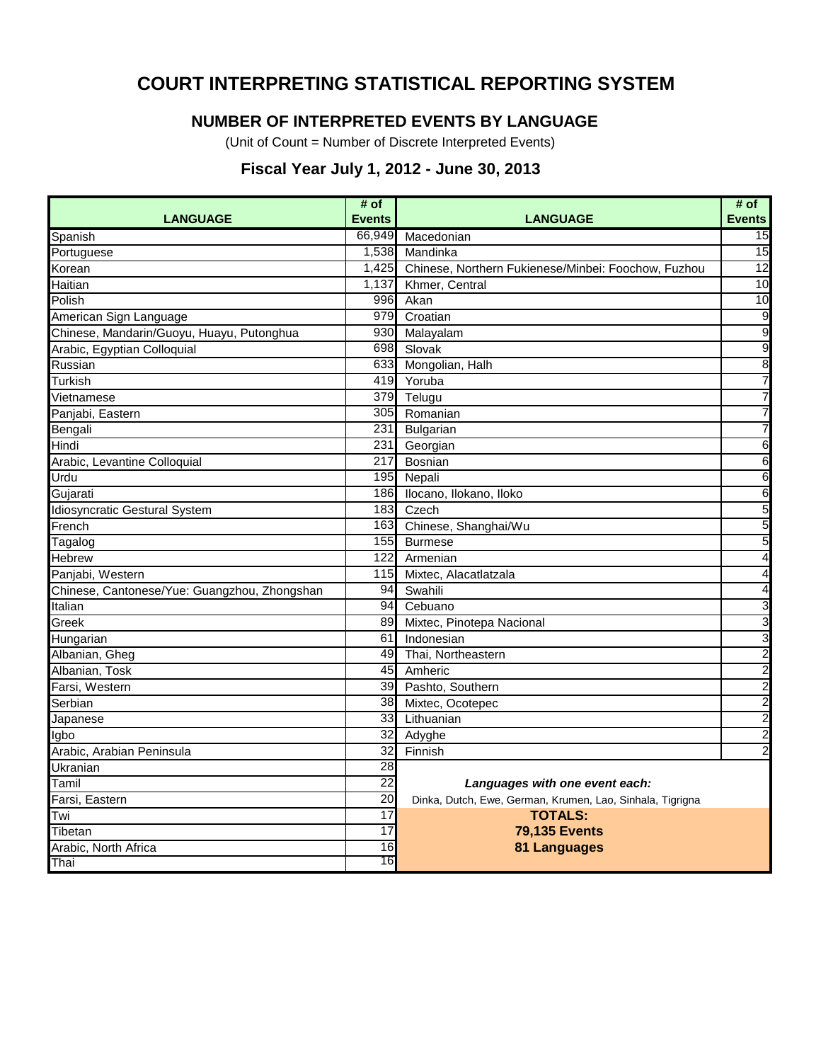# COURT INTERPRETING STATISTICAL REPORTING SYSTEM

## NUMBER OF INTERPRETED EVENTS BY LANGUAGE

(Unit of Count = Number of Discrete Interpreted Events)

## Fiscal Year July 1, 2012 - June 30, 2013

| LANGUAGE | # of Events | LANGUAGE | # of Events |
|---|---|---|---|
| Spanish | 66,949 | Macedonian | 15 |
| Portuguese | 1,538 | Mandinka | 15 |
| Korean | 1,425 | Chinese, Northern Fukienese/Minbei: Foochow, Fuzhou | 12 |
| Haitian | 1,137 | Khmer, Central | 10 |
| Polish | 996 | Akan | 10 |
| American Sign Language | 979 | Croatian | 9 |
| Chinese, Mandarin/Guoyu, Huayu, Putonghua | 930 | Malayalam | 9 |
| Arabic, Egyptian Colloquial | 698 | Slovak | 9 |
| Russian | 633 | Mongolian, Halh | 8 |
| Turkish | 419 | Yoruba | 7 |
| Vietnamese | 379 | Telugu | 7 |
| Panjabi, Eastern | 305 | Romanian | 7 |
| Bengali | 231 | Bulgarian | 7 |
| Hindi | 231 | Georgian | 6 |
| Arabic, Levantine Colloquial | 217 | Bosnian | 6 |
| Urdu | 195 | Nepali | 6 |
| Gujarati | 186 | Ilocano, Ilokano, Iloko | 6 |
| Idiosyncratic Gestural System | 183 | Czech | 5 |
| French | 163 | Chinese, Shanghai/Wu | 5 |
| Tagalog | 155 | Burmese | 5 |
| Hebrew | 122 | Armenian | 4 |
| Panjabi, Western | 115 | Mixtec, Alacatlatzala | 4 |
| Chinese, Cantonese/Yue: Guangzhou, Zhongshan | 94 | Swahili | 4 |
| Italian | 94 | Cebuano | 3 |
| Greek | 89 | Mixtec, Pinotepa Nacional | 3 |
| Hungarian | 61 | Indonesian | 3 |
| Albanian, Gheg | 49 | Thai, Northeastern | 2 |
| Albanian, Tosk | 45 | Amheric | 2 |
| Farsi, Western | 39 | Pashto, Southern | 2 |
| Serbian | 38 | Mixtec, Ocotepec | 2 |
| Japanese | 33 | Lithuanian | 2 |
| Igbo | 32 | Adyghe | 2 |
| Arabic, Arabian Peninsula | 32 | Finnish | 2 |
| Ukranian | 28 | | |
| Tamil | 22 | ***Languages with one event each:*** | |
| Farsi, Eastern | 20 | Dinka, Dutch, Ewe, German, Krumen, Lao, Sinhala, Tigrigna | |
| Twi | 17 | **TOTALS:** | |
| Tibetan | 17 | **79,135 Events** | |
| Arabic, North Africa | 16 | **81 Languages** | |
| Thai | 16 | | |